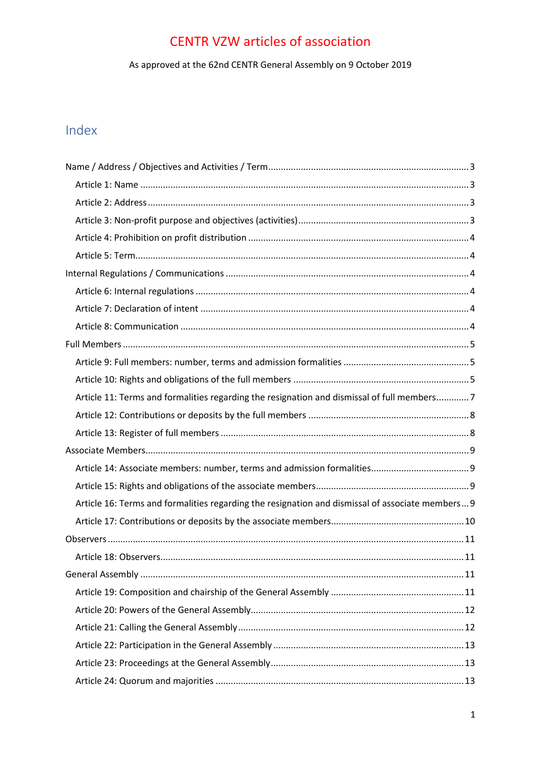# CENTR VZW articles of association

As approved at the 62nd CENTR General Assembly on 9 October 2019

## Index

Name / Address / Objectives and Activities / Term ... 3
- Article 1: Name ... 3
- Article 2: Address ... 3
- Article 3: Non-profit purpose and objectives (activities) ... 3
- Article 4: Prohibition on profit distribution ... 4
- Article 5: Term ... 4

Internal Regulations / Communications ... 4
- Article 6: Internal regulations ... 4
- Article 7: Declaration of intent ... 4
- Article 8: Communication ... 4

Full Members ... 5
- Article 9: Full members: number, terms and admission formalities ... 5
- Article 10: Rights and obligations of the full members ... 5
- Article 11: Terms and formalities regarding the resignation and dismissal of full members ... 7
- Article 12: Contributions or deposits by the full members ... 8
- Article 13: Register of full members ... 8

Associate Members ... 9
- Article 14: Associate members: number, terms and admission formalities ... 9
- Article 15: Rights and obligations of the associate members ... 9
- Article 16: Terms and formalities regarding the resignation and dismissal of associate members ... 9
- Article 17: Contributions or deposits by the associate members ... 10

Observers ... 11
- Article 18: Observers ... 11

General Assembly ... 11
- Article 19: Composition and chairship of the General Assembly ... 11
- Article 20: Powers of the General Assembly ... 12
- Article 21: Calling the General Assembly ... 12
- Article 22: Participation in the General Assembly ... 13
- Article 23: Proceedings at the General Assembly ... 13
- Article 24: Quorum and majorities ... 13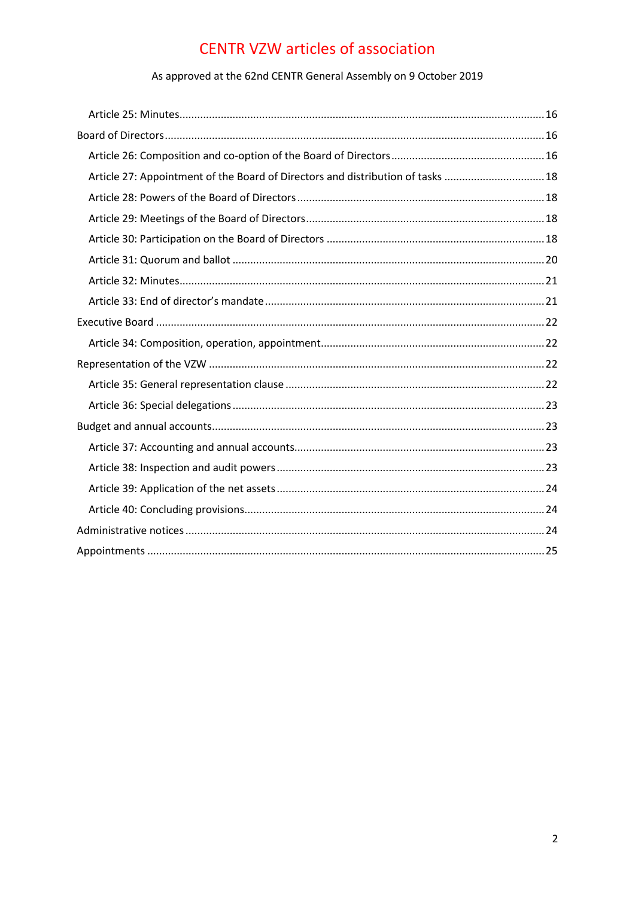# CENTR VZW articles of association

As approved at the 62nd CENTR General Assembly on 9 October 2019

- Article 25: Minutes .......... 16
- Board of Directors .......... 16
  - Article 26: Composition and co-option of the Board of Directors .......... 16
  - Article 27: Appointment of the Board of Directors and distribution of tasks .......... 18
  - Article 28: Powers of the Board of Directors .......... 18
  - Article 29: Meetings of the Board of Directors .......... 18
  - Article 30: Participation on the Board of Directors .......... 18
  - Article 31: Quorum and ballot .......... 20
  - Article 32: Minutes .......... 21
  - Article 33: End of director's mandate .......... 21
- Executive Board .......... 22
  - Article 34: Composition, operation, appointment .......... 22
- Representation of the VZW .......... 22
  - Article 35: General representation clause .......... 22
  - Article 36: Special delegations .......... 23
- Budget and annual accounts .......... 23
  - Article 37: Accounting and annual accounts .......... 23
  - Article 38: Inspection and audit powers .......... 23
  - Article 39: Application of the net assets .......... 24
  - Article 40: Concluding provisions .......... 24
- Administrative notices .......... 24
- Appointments .......... 25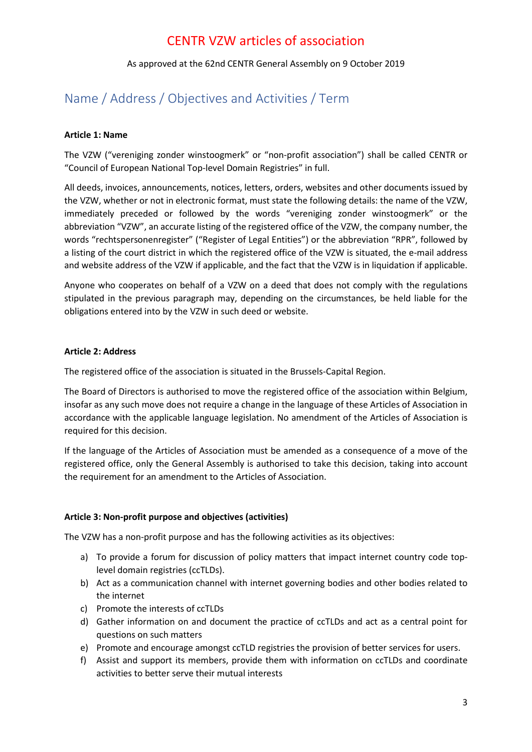# CENTR VZW articles of association

As approved at the 62nd CENTR General Assembly on 9 October 2019

## Name / Address / Objectives and Activities / Term

**Article 1: Name**

The VZW ("vereniging zonder winstoogmerk" or "non-profit association") shall be called CENTR or "Council of European National Top-level Domain Registries" in full.

All deeds, invoices, announcements, notices, letters, orders, websites and other documents issued by the VZW, whether or not in electronic format, must state the following details: the name of the VZW, immediately preceded or followed by the words "vereniging zonder winstoogmerk" or the abbreviation "VZW", an accurate listing of the registered office of the VZW, the company number, the words "rechtspersonenregister" ("Register of Legal Entities") or the abbreviation "RPR", followed by a listing of the court district in which the registered office of the VZW is situated, the e-mail address and website address of the VZW if applicable, and the fact that the VZW is in liquidation if applicable.

Anyone who cooperates on behalf of a VZW on a deed that does not comply with the regulations stipulated in the previous paragraph may, depending on the circumstances, be held liable for the obligations entered into by the VZW in such deed or website.

**Article 2: Address**

The registered office of the association is situated in the Brussels-Capital Region.

The Board of Directors is authorised to move the registered office of the association within Belgium, insofar as any such move does not require a change in the language of these Articles of Association in accordance with the applicable language legislation. No amendment of the Articles of Association is required for this decision.

If the language of the Articles of Association must be amended as a consequence of a move of the registered office, only the General Assembly is authorised to take this decision, taking into account the requirement for an amendment to the Articles of Association.

**Article 3: Non-profit purpose and objectives (activities)**

The VZW has a non-profit purpose and has the following activities as its objectives:

a) To provide a forum for discussion of policy matters that impact internet country code top-level domain registries (ccTLDs).
b) Act as a communication channel with internet governing bodies and other bodies related to the internet
c) Promote the interests of ccTLDs
d) Gather information on and document the practice of ccTLDs and act as a central point for questions on such matters
e) Promote and encourage amongst ccTLD registries the provision of better services for users.
f) Assist and support its members, provide them with information on ccTLDs and coordinate activities to better serve their mutual interests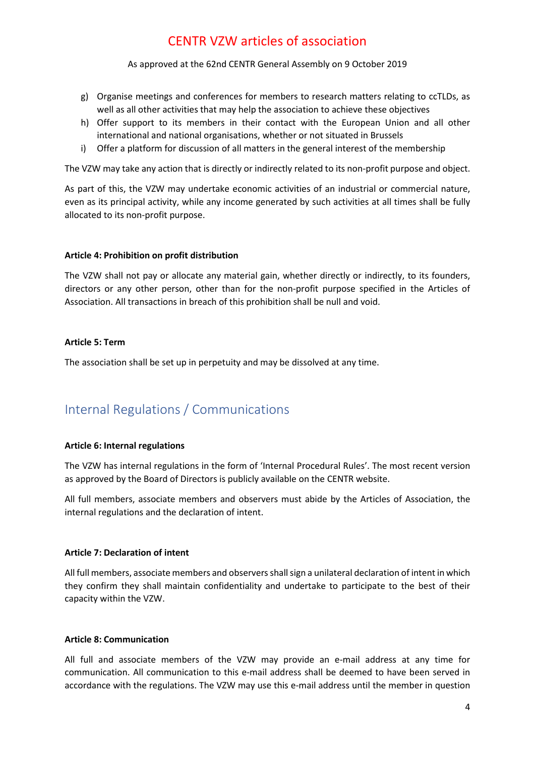g) Organise meetings and conferences for members to research matters relating to ccTLDs, as well as all other activities that may help the association to achieve these objectives
h) Offer support to its members in their contact with the European Union and all other international and national organisations, whether or not situated in Brussels
i) Offer a platform for discussion of all matters in the general interest of the membership

The VZW may take any action that is directly or indirectly related to its non-profit purpose and object.

As part of this, the VZW may undertake economic activities of an industrial or commercial nature, even as its principal activity, while any income generated by such activities at all times shall be fully allocated to its non-profit purpose.

**Article 4: Prohibition on profit distribution**

The VZW shall not pay or allocate any material gain, whether directly or indirectly, to its founders, directors or any other person, other than for the non-profit purpose specified in the Articles of Association. All transactions in breach of this prohibition shall be null and void.

**Article 5: Term**

The association shall be set up in perpetuity and may be dissolved at any time.

## Internal Regulations / Communications

**Article 6: Internal regulations**

The VZW has internal regulations in the form of 'Internal Procedural Rules'. The most recent version as approved by the Board of Directors is publicly available on the CENTR website.

All full members, associate members and observers must abide by the Articles of Association, the internal regulations and the declaration of intent.

**Article 7: Declaration of intent**

All full members, associate members and observers shall sign a unilateral declaration of intent in which they confirm they shall maintain confidentiality and undertake to participate to the best of their capacity within the VZW.

**Article 8: Communication**

All full and associate members of the VZW may provide an e-mail address at any time for communication. All communication to this e-mail address shall be deemed to have been served in accordance with the regulations. The VZW may use this e-mail address until the member in question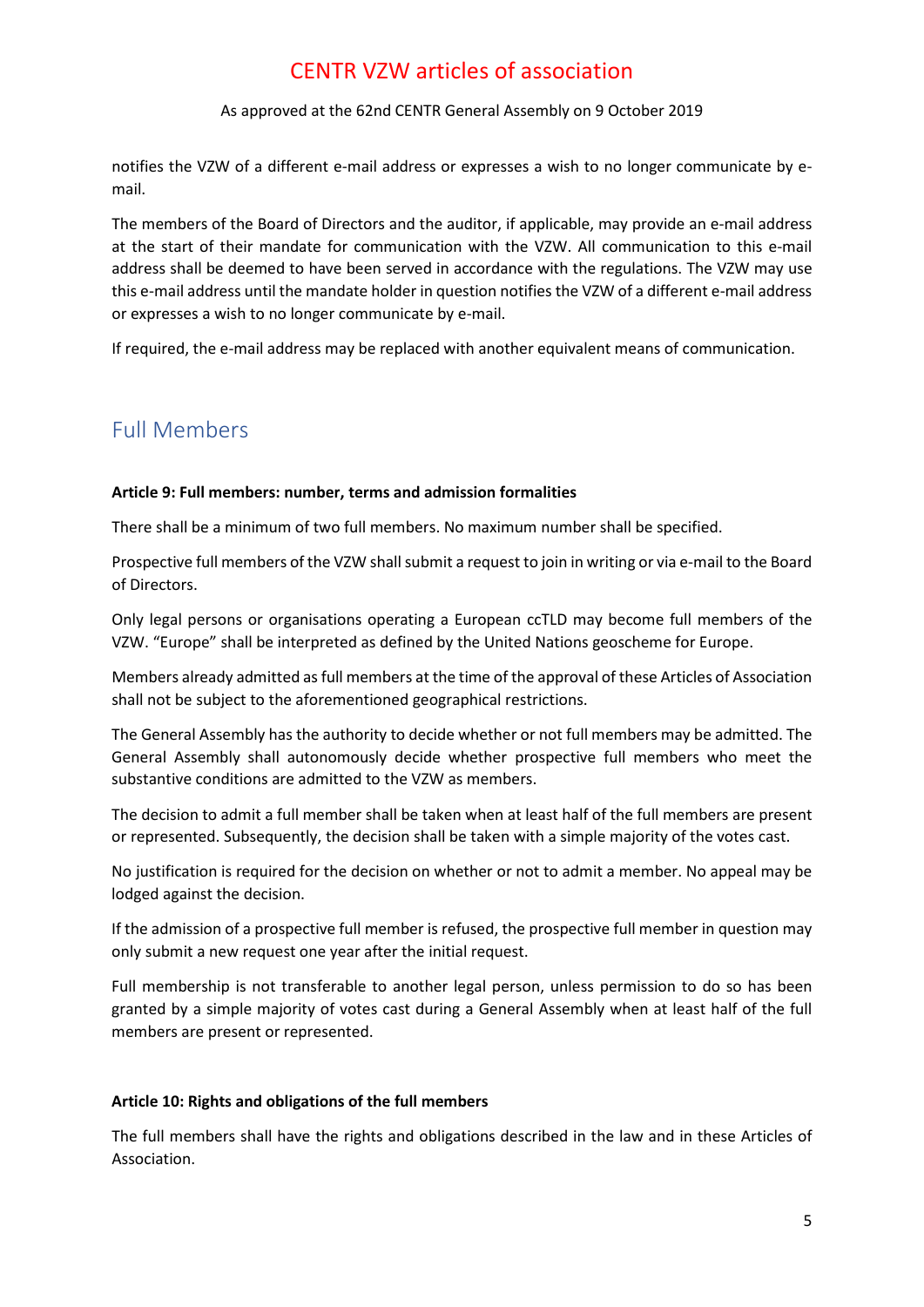notifies the VZW of a different e-mail address or expresses a wish to no longer communicate by e-mail.

The members of the Board of Directors and the auditor, if applicable, may provide an e-mail address at the start of their mandate for communication with the VZW. All communication to this e-mail address shall be deemed to have been served in accordance with the regulations. The VZW may use this e-mail address until the mandate holder in question notifies the VZW of a different e-mail address or expresses a wish to no longer communicate by e-mail.

If required, the e-mail address may be replaced with another equivalent means of communication.

## Full Members

**Article 9: Full members: number, terms and admission formalities**

There shall be a minimum of two full members. No maximum number shall be specified.

Prospective full members of the VZW shall submit a request to join in writing or via e-mail to the Board of Directors.

Only legal persons or organisations operating a European ccTLD may become full members of the VZW. "Europe" shall be interpreted as defined by the United Nations geoscheme for Europe.

Members already admitted as full members at the time of the approval of these Articles of Association shall not be subject to the aforementioned geographical restrictions.

The General Assembly has the authority to decide whether or not full members may be admitted. The General Assembly shall autonomously decide whether prospective full members who meet the substantive conditions are admitted to the VZW as members.

The decision to admit a full member shall be taken when at least half of the full members are present or represented. Subsequently, the decision shall be taken with a simple majority of the votes cast.

No justification is required for the decision on whether or not to admit a member. No appeal may be lodged against the decision.

If the admission of a prospective full member is refused, the prospective full member in question may only submit a new request one year after the initial request.

Full membership is not transferable to another legal person, unless permission to do so has been granted by a simple majority of votes cast during a General Assembly when at least half of the full members are present or represented.

**Article 10: Rights and obligations of the full members**

The full members shall have the rights and obligations described in the law and in these Articles of Association.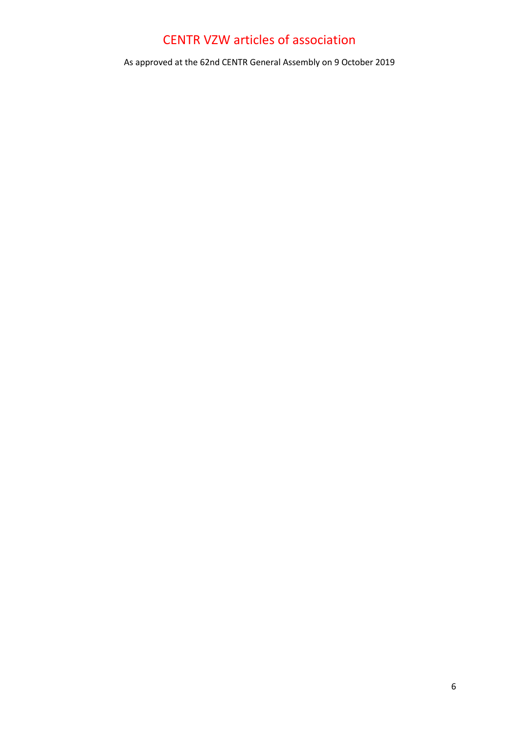# CENTR VZW articles of association

As approved at the 62nd CENTR General Assembly on 9 October 2019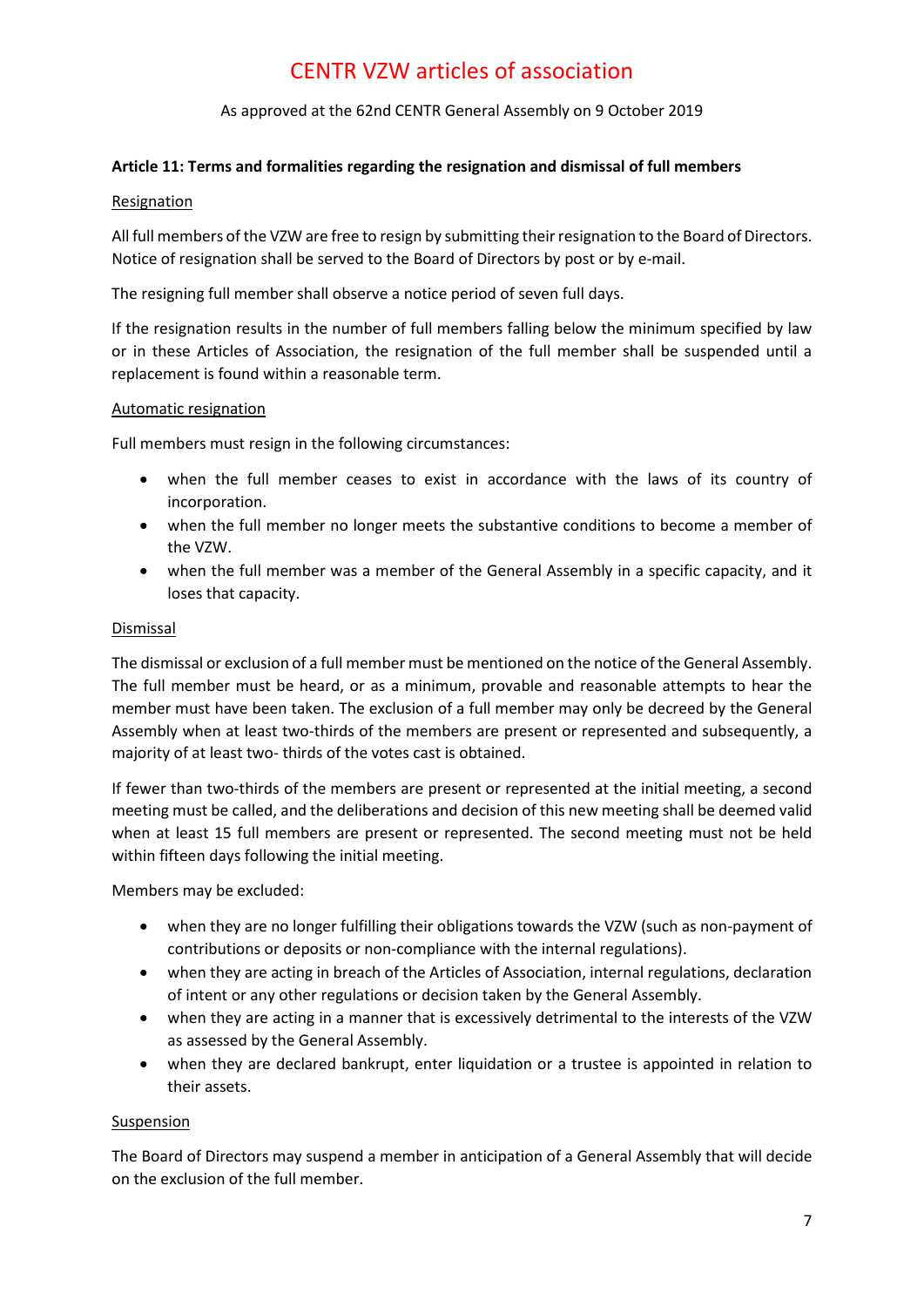# CENTR VZW articles of association

As approved at the 62nd CENTR General Assembly on 9 October 2019

**Article 11: Terms and formalities regarding the resignation and dismissal of full members**

Resignation

All full members of the VZW are free to resign by submitting their resignation to the Board of Directors. Notice of resignation shall be served to the Board of Directors by post or by e-mail.

The resigning full member shall observe a notice period of seven full days.

If the resignation results in the number of full members falling below the minimum specified by law or in these Articles of Association, the resignation of the full member shall be suspended until a replacement is found within a reasonable term.

Automatic resignation

Full members must resign in the following circumstances:

- when the full member ceases to exist in accordance with the laws of its country of incorporation.
- when the full member no longer meets the substantive conditions to become a member of the VZW.
- when the full member was a member of the General Assembly in a specific capacity, and it loses that capacity.

Dismissal

The dismissal or exclusion of a full member must be mentioned on the notice of the General Assembly. The full member must be heard, or as a minimum, provable and reasonable attempts to hear the member must have been taken. The exclusion of a full member may only be decreed by the General Assembly when at least two-thirds of the members are present or represented and subsequently, a majority of at least two- thirds of the votes cast is obtained.

If fewer than two-thirds of the members are present or represented at the initial meeting, a second meeting must be called, and the deliberations and decision of this new meeting shall be deemed valid when at least 15 full members are present or represented. The second meeting must not be held within fifteen days following the initial meeting.

Members may be excluded:

- when they are no longer fulfilling their obligations towards the VZW (such as non-payment of contributions or deposits or non-compliance with the internal regulations).
- when they are acting in breach of the Articles of Association, internal regulations, declaration of intent or any other regulations or decision taken by the General Assembly.
- when they are acting in a manner that is excessively detrimental to the interests of the VZW as assessed by the General Assembly.
- when they are declared bankrupt, enter liquidation or a trustee is appointed in relation to their assets.

Suspension

The Board of Directors may suspend a member in anticipation of a General Assembly that will decide on the exclusion of the full member.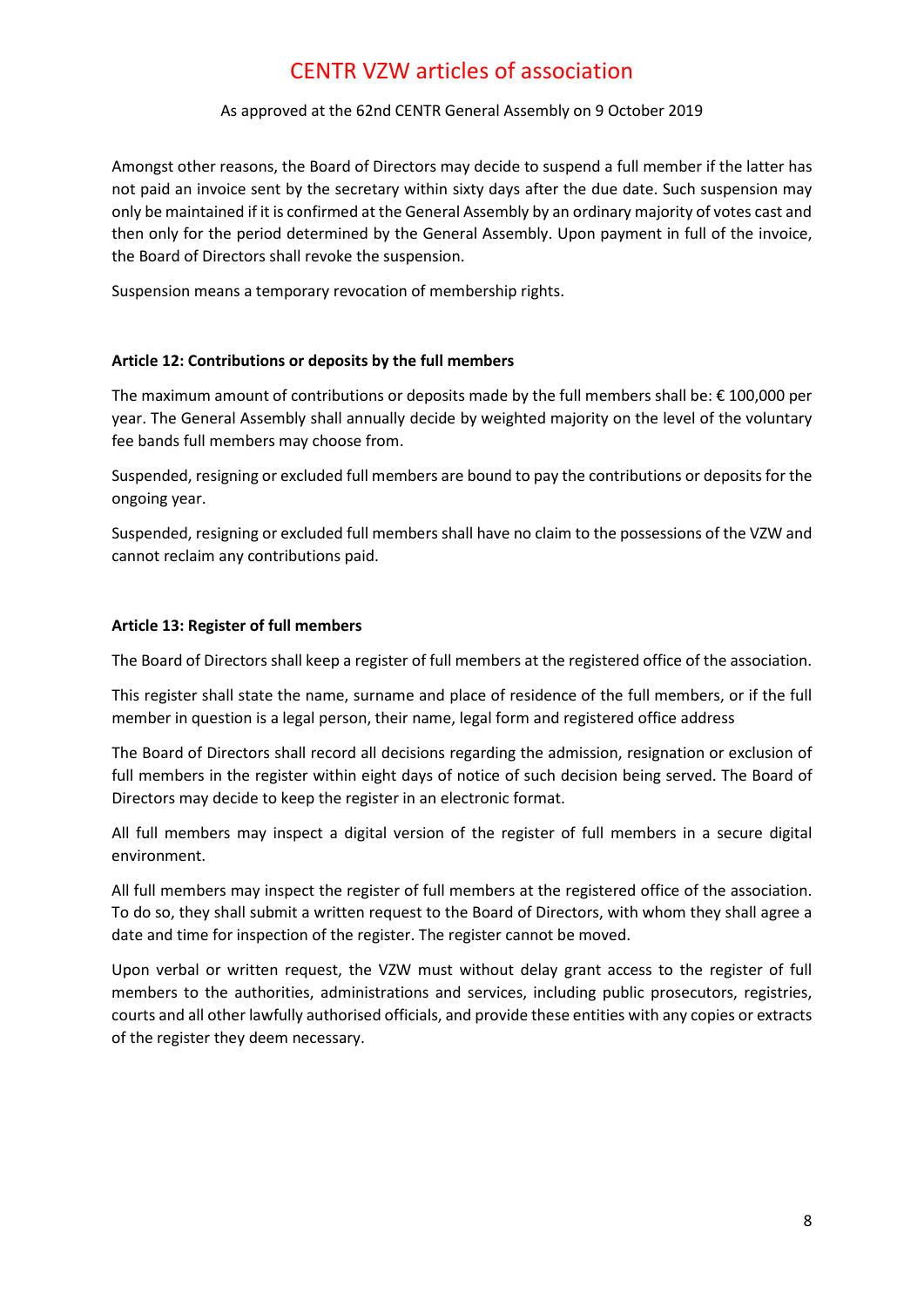Amongst other reasons, the Board of Directors may decide to suspend a full member if the latter has not paid an invoice sent by the secretary within sixty days after the due date. Such suspension may only be maintained if it is confirmed at the General Assembly by an ordinary majority of votes cast and then only for the period determined by the General Assembly. Upon payment in full of the invoice, the Board of Directors shall revoke the suspension.

Suspension means a temporary revocation of membership rights.

**Article 12: Contributions or deposits by the full members**

The maximum amount of contributions or deposits made by the full members shall be: € 100,000 per year. The General Assembly shall annually decide by weighted majority on the level of the voluntary fee bands full members may choose from.

Suspended, resigning or excluded full members are bound to pay the contributions or deposits for the ongoing year.

Suspended, resigning or excluded full members shall have no claim to the possessions of the VZW and cannot reclaim any contributions paid.

**Article 13: Register of full members**

The Board of Directors shall keep a register of full members at the registered office of the association.

This register shall state the name, surname and place of residence of the full members, or if the full member in question is a legal person, their name, legal form and registered office address

The Board of Directors shall record all decisions regarding the admission, resignation or exclusion of full members in the register within eight days of notice of such decision being served. The Board of Directors may decide to keep the register in an electronic format.

All full members may inspect a digital version of the register of full members in a secure digital environment.

All full members may inspect the register of full members at the registered office of the association. To do so, they shall submit a written request to the Board of Directors, with whom they shall agree a date and time for inspection of the register. The register cannot be moved.

Upon verbal or written request, the VZW must without delay grant access to the register of full members to the authorities, administrations and services, including public prosecutors, registries, courts and all other lawfully authorised officials, and provide these entities with any copies or extracts of the register they deem necessary.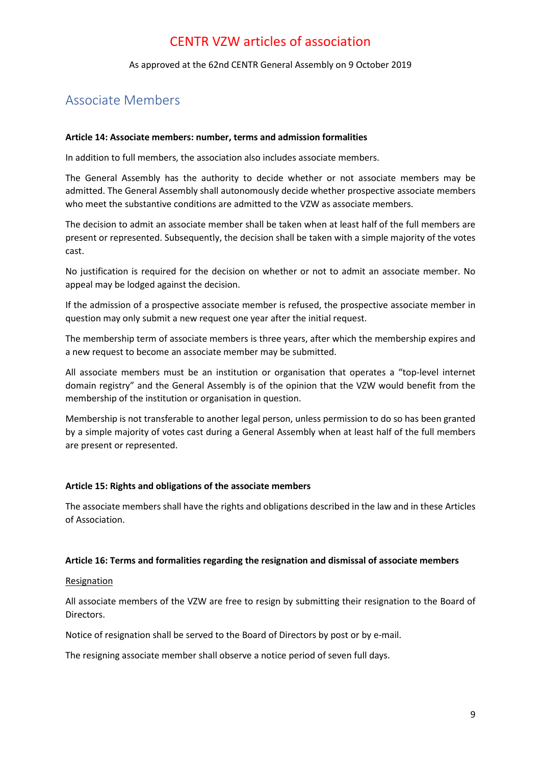## Associate Members

**Article 14: Associate members: number, terms and admission formalities**

In addition to full members, the association also includes associate members.

The General Assembly has the authority to decide whether or not associate members may be admitted. The General Assembly shall autonomously decide whether prospective associate members who meet the substantive conditions are admitted to the VZW as associate members.

The decision to admit an associate member shall be taken when at least half of the full members are present or represented. Subsequently, the decision shall be taken with a simple majority of the votes cast.

No justification is required for the decision on whether or not to admit an associate member. No appeal may be lodged against the decision.

If the admission of a prospective associate member is refused, the prospective associate member in question may only submit a new request one year after the initial request.

The membership term of associate members is three years, after which the membership expires and a new request to become an associate member may be submitted.

All associate members must be an institution or organisation that operates a "top-level internet domain registry" and the General Assembly is of the opinion that the VZW would benefit from the membership of the institution or organisation in question.

Membership is not transferable to another legal person, unless permission to do so has been granted by a simple majority of votes cast during a General Assembly when at least half of the full members are present or represented.

**Article 15: Rights and obligations of the associate members**

The associate members shall have the rights and obligations described in the law and in these Articles of Association.

**Article 16: Terms and formalities regarding the resignation and dismissal of associate members**

<u>Resignation</u>

All associate members of the VZW are free to resign by submitting their resignation to the Board of Directors.

Notice of resignation shall be served to the Board of Directors by post or by e-mail.

The resigning associate member shall observe a notice period of seven full days.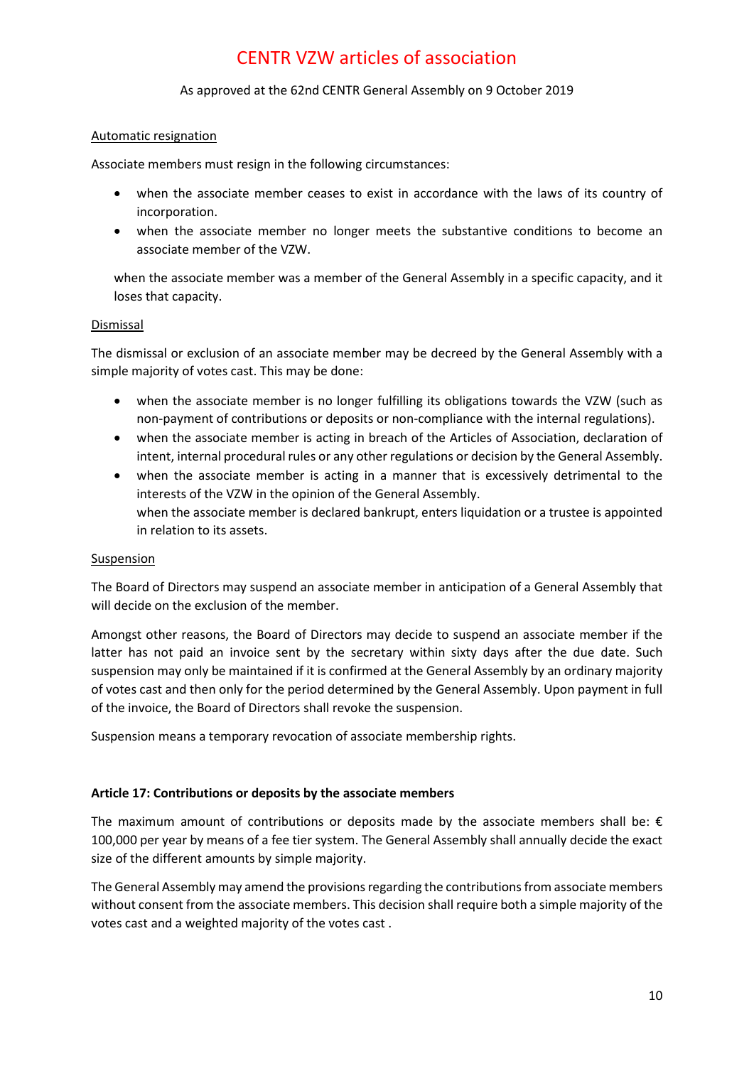Automatic resignation

Associate members must resign in the following circumstances:

- when the associate member ceases to exist in accordance with the laws of its country of incorporation.
- when the associate member no longer meets the substantive conditions to become an associate member of the VZW.

when the associate member was a member of the General Assembly in a specific capacity, and it loses that capacity.

Dismissal

The dismissal or exclusion of an associate member may be decreed by the General Assembly with a simple majority of votes cast. This may be done:

- when the associate member is no longer fulfilling its obligations towards the VZW (such as non-payment of contributions or deposits or non-compliance with the internal regulations).
- when the associate member is acting in breach of the Articles of Association, declaration of intent, internal procedural rules or any other regulations or decision by the General Assembly.
- when the associate member is acting in a manner that is excessively detrimental to the interests of the VZW in the opinion of the General Assembly.
  when the associate member is declared bankrupt, enters liquidation or a trustee is appointed in relation to its assets.

Suspension

The Board of Directors may suspend an associate member in anticipation of a General Assembly that will decide on the exclusion of the member.

Amongst other reasons, the Board of Directors may decide to suspend an associate member if the latter has not paid an invoice sent by the secretary within sixty days after the due date. Such suspension may only be maintained if it is confirmed at the General Assembly by an ordinary majority of votes cast and then only for the period determined by the General Assembly. Upon payment in full of the invoice, the Board of Directors shall revoke the suspension.

Suspension means a temporary revocation of associate membership rights.

**Article 17: Contributions or deposits by the associate members**

The maximum amount of contributions or deposits made by the associate members shall be: € 100,000 per year by means of a fee tier system. The General Assembly shall annually decide the exact size of the different amounts by simple majority.

The General Assembly may amend the provisions regarding the contributions from associate members without consent from the associate members. This decision shall require both a simple majority of the votes cast and a weighted majority of the votes cast .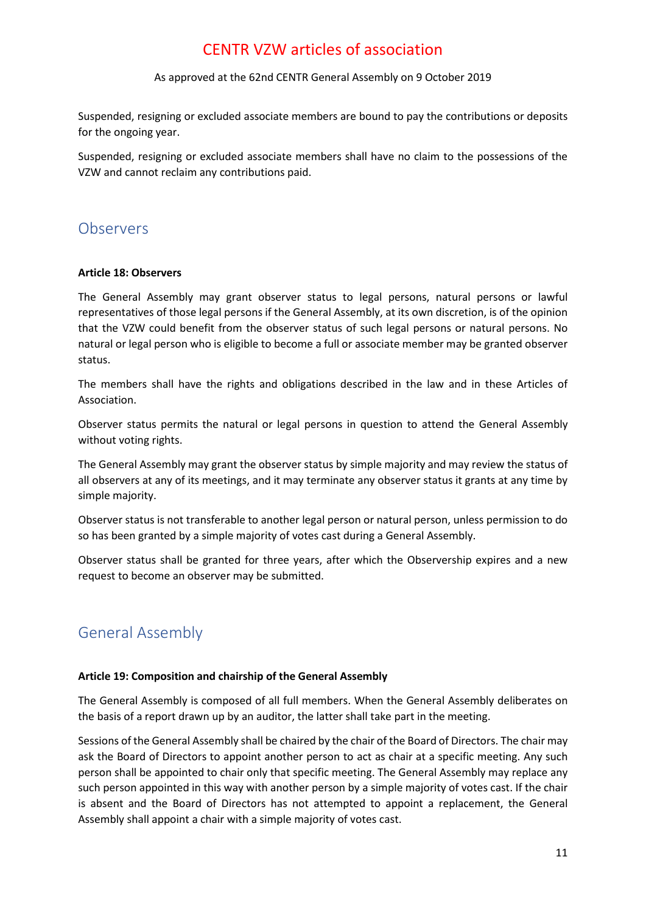Suspended, resigning or excluded associate members are bound to pay the contributions or deposits for the ongoing year.

Suspended, resigning or excluded associate members shall have no claim to the possessions of the VZW and cannot reclaim any contributions paid.

## Observers

**Article 18: Observers**

The General Assembly may grant observer status to legal persons, natural persons or lawful representatives of those legal persons if the General Assembly, at its own discretion, is of the opinion that the VZW could benefit from the observer status of such legal persons or natural persons. No natural or legal person who is eligible to become a full or associate member may be granted observer status.

The members shall have the rights and obligations described in the law and in these Articles of Association.

Observer status permits the natural or legal persons in question to attend the General Assembly without voting rights.

The General Assembly may grant the observer status by simple majority and may review the status of all observers at any of its meetings, and it may terminate any observer status it grants at any time by simple majority.

Observer status is not transferable to another legal person or natural person, unless permission to do so has been granted by a simple majority of votes cast during a General Assembly.

Observer status shall be granted for three years, after which the Observership expires and a new request to become an observer may be submitted.

## General Assembly

**Article 19: Composition and chairship of the General Assembly**

The General Assembly is composed of all full members. When the General Assembly deliberates on the basis of a report drawn up by an auditor, the latter shall take part in the meeting.

Sessions of the General Assembly shall be chaired by the chair of the Board of Directors. The chair may ask the Board of Directors to appoint another person to act as chair at a specific meeting. Any such person shall be appointed to chair only that specific meeting. The General Assembly may replace any such person appointed in this way with another person by a simple majority of votes cast. If the chair is absent and the Board of Directors has not attempted to appoint a replacement, the General Assembly shall appoint a chair with a simple majority of votes cast.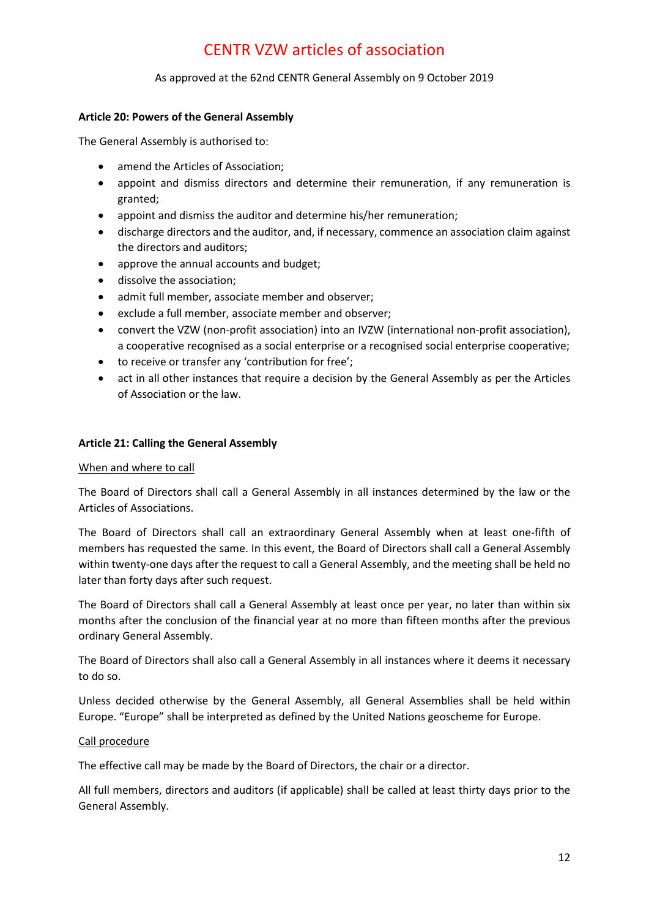**Article 20: Powers of the General Assembly**

The General Assembly is authorised to:

- amend the Articles of Association;
- appoint and dismiss directors and determine their remuneration, if any remuneration is granted;
- appoint and dismiss the auditor and determine his/her remuneration;
- discharge directors and the auditor, and, if necessary, commence an association claim against the directors and auditors;
- approve the annual accounts and budget;
- dissolve the association;
- admit full member, associate member and observer;
- exclude a full member, associate member and observer;
- convert the VZW (non-profit association) into an IVZW (international non-profit association), a cooperative recognised as a social enterprise or a recognised social enterprise cooperative;
- to receive or transfer any 'contribution for free';
- act in all other instances that require a decision by the General Assembly as per the Articles of Association or the law.

**Article 21: Calling the General Assembly**

When and where to call

The Board of Directors shall call a General Assembly in all instances determined by the law or the Articles of Associations.

The Board of Directors shall call an extraordinary General Assembly when at least one-fifth of members has requested the same. In this event, the Board of Directors shall call a General Assembly within twenty-one days after the request to call a General Assembly, and the meeting shall be held no later than forty days after such request.

The Board of Directors shall call a General Assembly at least once per year, no later than within six months after the conclusion of the financial year at no more than fifteen months after the previous ordinary General Assembly.

The Board of Directors shall also call a General Assembly in all instances where it deems it necessary to do so.

Unless decided otherwise by the General Assembly, all General Assemblies shall be held within Europe. "Europe" shall be interpreted as defined by the United Nations geoscheme for Europe.

Call procedure

The effective call may be made by the Board of Directors, the chair or a director.

All full members, directors and auditors (if applicable) shall be called at least thirty days prior to the General Assembly.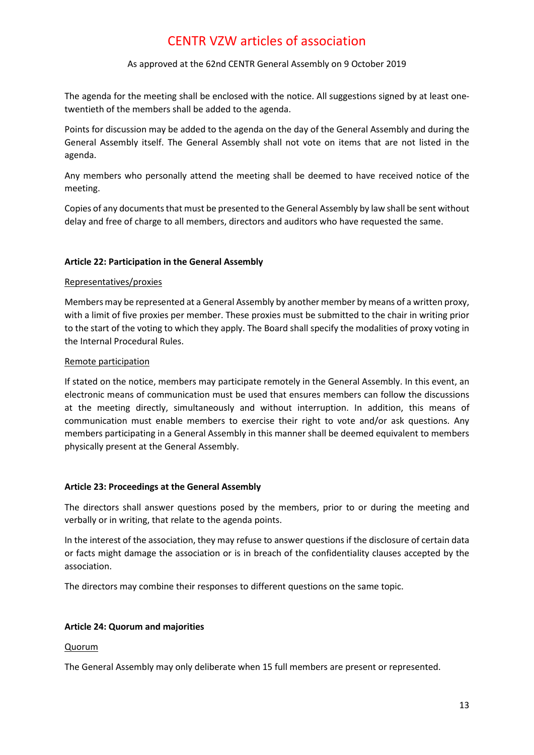The agenda for the meeting shall be enclosed with the notice. All suggestions signed by at least one-twentieth of the members shall be added to the agenda.

Points for discussion may be added to the agenda on the day of the General Assembly and during the General Assembly itself. The General Assembly shall not vote on items that are not listed in the agenda.

Any members who personally attend the meeting shall be deemed to have received notice of the meeting.

Copies of any documents that must be presented to the General Assembly by law shall be sent without delay and free of charge to all members, directors and auditors who have requested the same.

**Article 22: Participation in the General Assembly**

Representatives/proxies

Members may be represented at a General Assembly by another member by means of a written proxy, with a limit of five proxies per member. These proxies must be submitted to the chair in writing prior to the start of the voting to which they apply. The Board shall specify the modalities of proxy voting in the Internal Procedural Rules.

Remote participation

If stated on the notice, members may participate remotely in the General Assembly. In this event, an electronic means of communication must be used that ensures members can follow the discussions at the meeting directly, simultaneously and without interruption. In addition, this means of communication must enable members to exercise their right to vote and/or ask questions. Any members participating in a General Assembly in this manner shall be deemed equivalent to members physically present at the General Assembly.

**Article 23: Proceedings at the General Assembly**

The directors shall answer questions posed by the members, prior to or during the meeting and verbally or in writing, that relate to the agenda points.

In the interest of the association, they may refuse to answer questions if the disclosure of certain data or facts might damage the association or is in breach of the confidentiality clauses accepted by the association.

The directors may combine their responses to different questions on the same topic.

**Article 24: Quorum and majorities**

Quorum

The General Assembly may only deliberate when 15 full members are present or represented.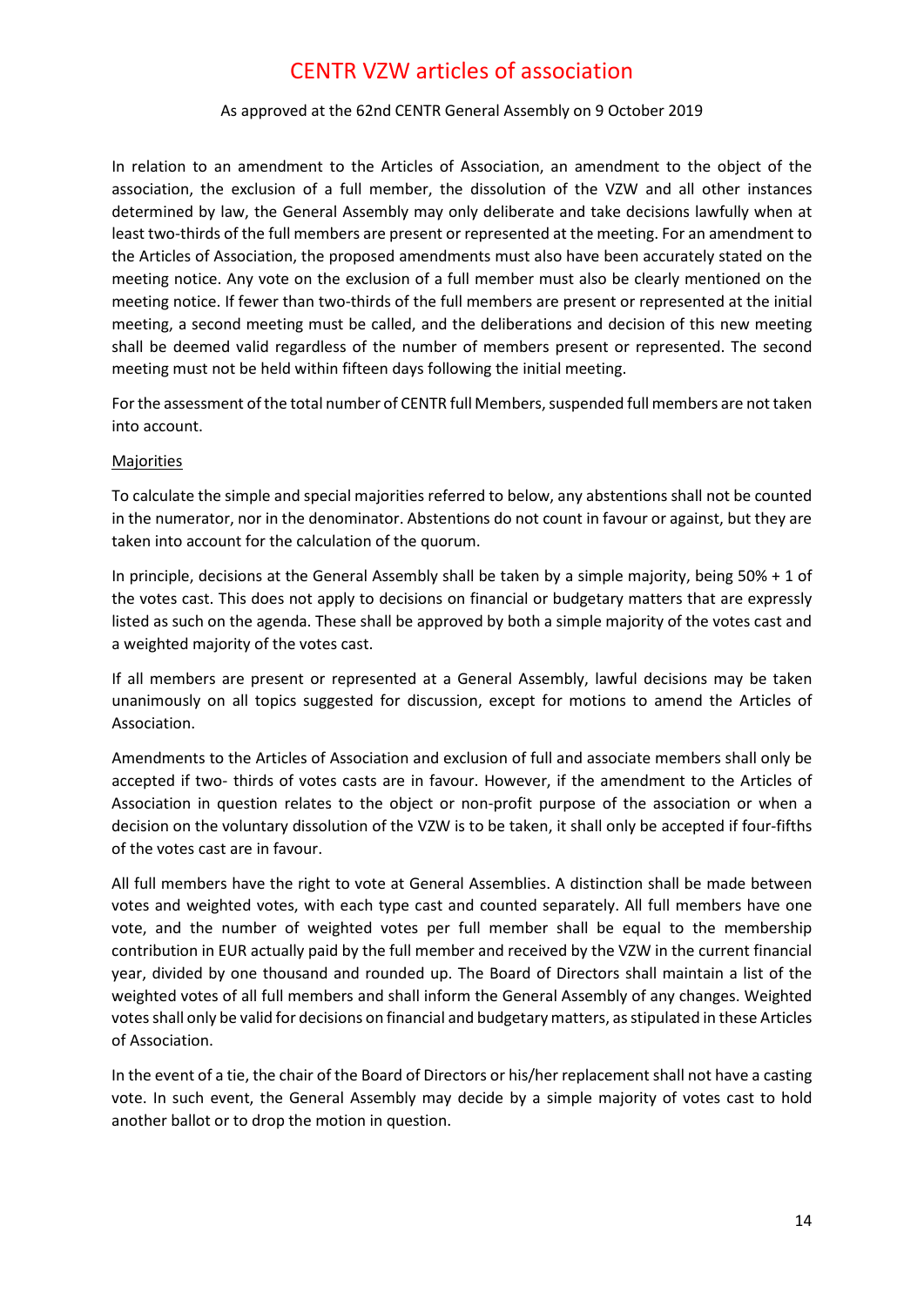In relation to an amendment to the Articles of Association, an amendment to the object of the association, the exclusion of a full member, the dissolution of the VZW and all other instances determined by law, the General Assembly may only deliberate and take decisions lawfully when at least two-thirds of the full members are present or represented at the meeting. For an amendment to the Articles of Association, the proposed amendments must also have been accurately stated on the meeting notice. Any vote on the exclusion of a full member must also be clearly mentioned on the meeting notice. If fewer than two-thirds of the full members are present or represented at the initial meeting, a second meeting must be called, and the deliberations and decision of this new meeting shall be deemed valid regardless of the number of members present or represented. The second meeting must not be held within fifteen days following the initial meeting.

For the assessment of the total number of CENTR full Members, suspended full members are not taken into account.

Majorities

To calculate the simple and special majorities referred to below, any abstentions shall not be counted in the numerator, nor in the denominator. Abstentions do not count in favour or against, but they are taken into account for the calculation of the quorum.

In principle, decisions at the General Assembly shall be taken by a simple majority, being 50% + 1 of the votes cast. This does not apply to decisions on financial or budgetary matters that are expressly listed as such on the agenda. These shall be approved by both a simple majority of the votes cast and a weighted majority of the votes cast.

If all members are present or represented at a General Assembly, lawful decisions may be taken unanimously on all topics suggested for discussion, except for motions to amend the Articles of Association.

Amendments to the Articles of Association and exclusion of full and associate members shall only be accepted if two- thirds of votes casts are in favour. However, if the amendment to the Articles of Association in question relates to the object or non-profit purpose of the association or when a decision on the voluntary dissolution of the VZW is to be taken, it shall only be accepted if four-fifths of the votes cast are in favour.

All full members have the right to vote at General Assemblies. A distinction shall be made between votes and weighted votes, with each type cast and counted separately. All full members have one vote, and the number of weighted votes per full member shall be equal to the membership contribution in EUR actually paid by the full member and received by the VZW in the current financial year, divided by one thousand and rounded up. The Board of Directors shall maintain a list of the weighted votes of all full members and shall inform the General Assembly of any changes. Weighted votes shall only be valid for decisions on financial and budgetary matters, as stipulated in these Articles of Association.

In the event of a tie, the chair of the Board of Directors or his/her replacement shall not have a casting vote. In such event, the General Assembly may decide by a simple majority of votes cast to hold another ballot or to drop the motion in question.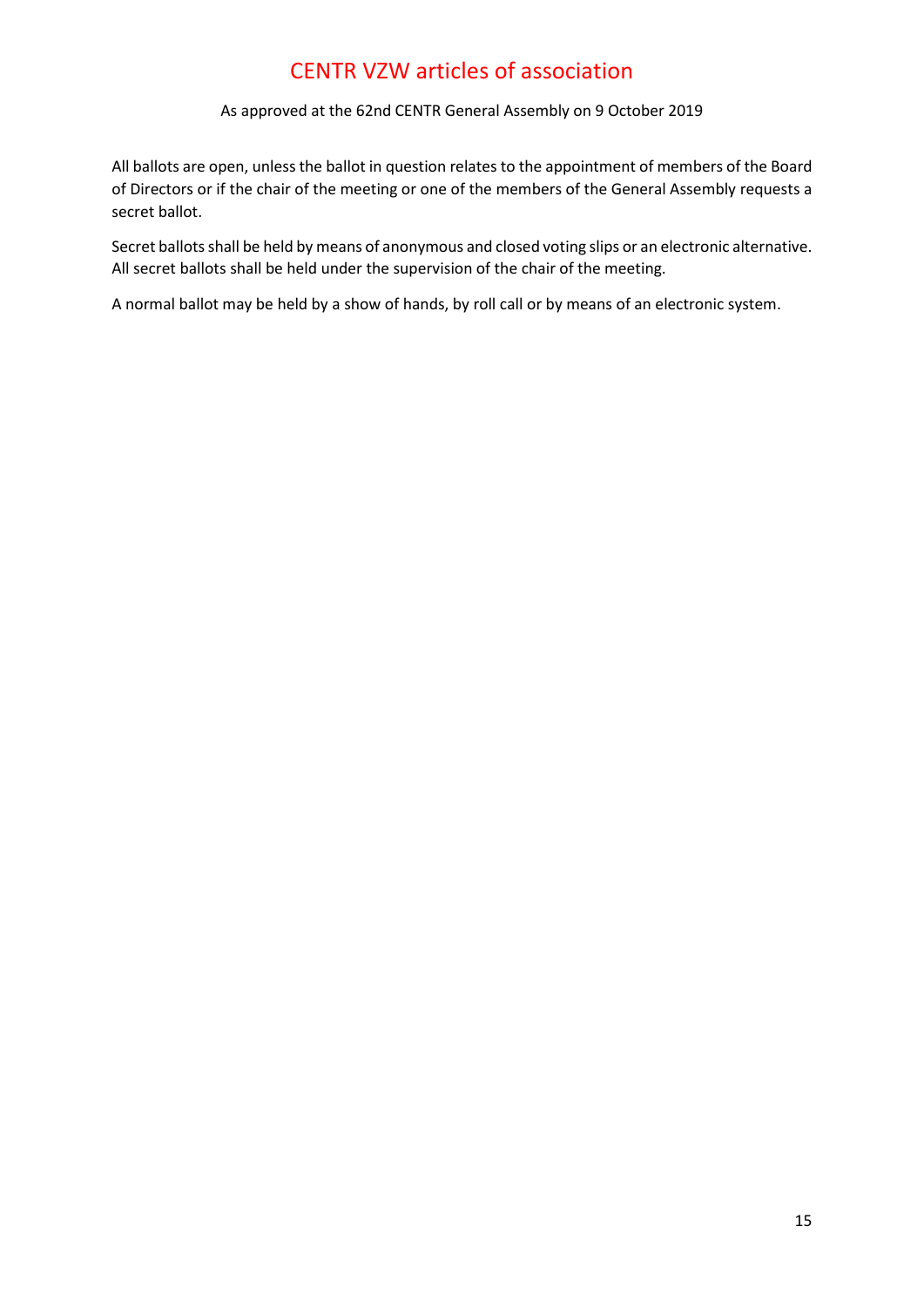All ballots are open, unless the ballot in question relates to the appointment of members of the Board of Directors or if the chair of the meeting or one of the members of the General Assembly requests a secret ballot.

Secret ballots shall be held by means of anonymous and closed voting slips or an electronic alternative. All secret ballots shall be held under the supervision of the chair of the meeting.

A normal ballot may be held by a show of hands, by roll call or by means of an electronic system.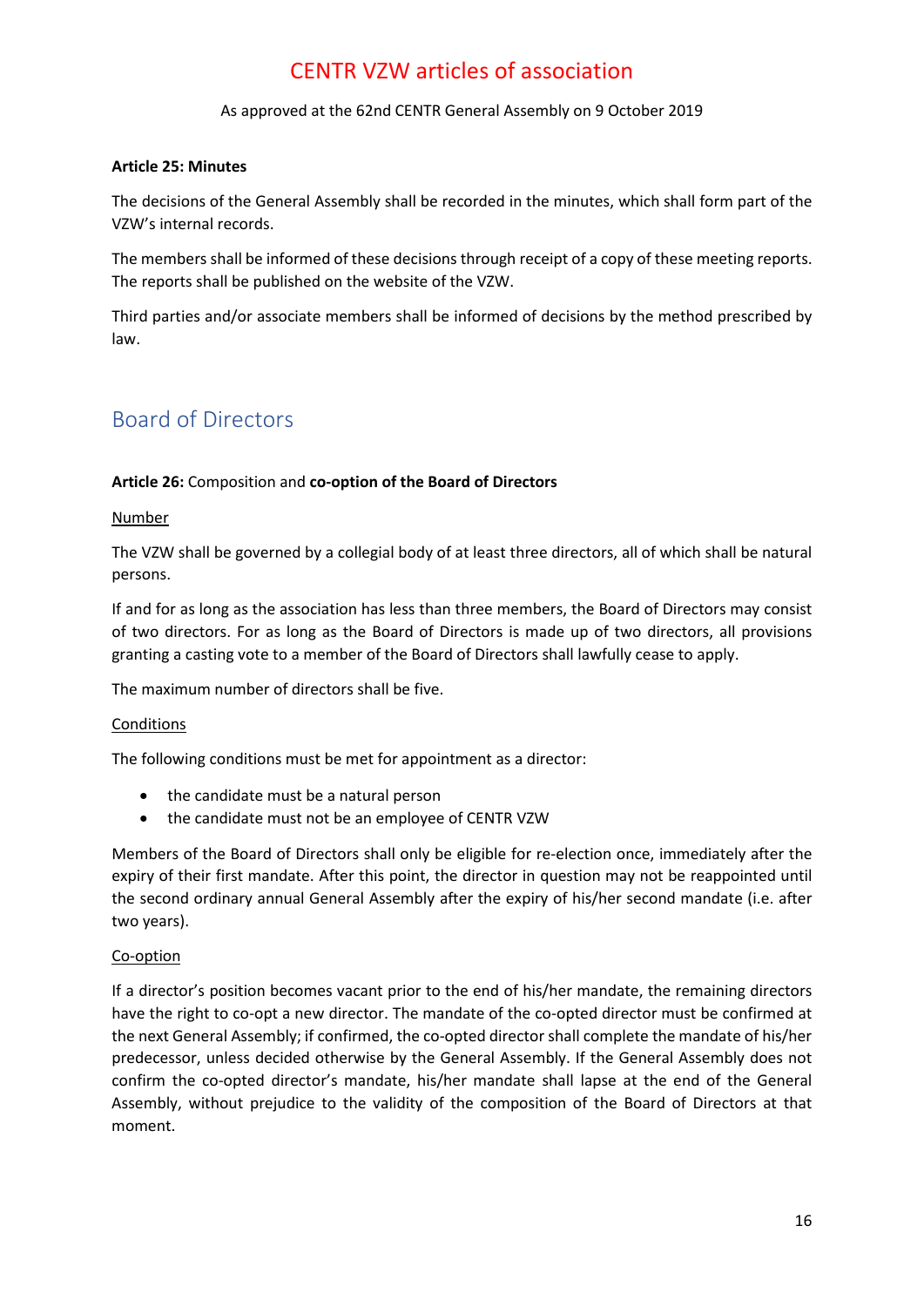**Article 25: Minutes**

The decisions of the General Assembly shall be recorded in the minutes, which shall form part of the VZW's internal records.

The members shall be informed of these decisions through receipt of a copy of these meeting reports. The reports shall be published on the website of the VZW.

Third parties and/or associate members shall be informed of decisions by the method prescribed by law.

## Board of Directors

**Article 26:** Composition and **co-option of the Board of Directors**

Number

The VZW shall be governed by a collegial body of at least three directors, all of which shall be natural persons.

If and for as long as the association has less than three members, the Board of Directors may consist of two directors. For as long as the Board of Directors is made up of two directors, all provisions granting a casting vote to a member of the Board of Directors shall lawfully cease to apply.

The maximum number of directors shall be five.

Conditions

The following conditions must be met for appointment as a director:

- the candidate must be a natural person
- the candidate must not be an employee of CENTR VZW

Members of the Board of Directors shall only be eligible for re-election once, immediately after the expiry of their first mandate. After this point, the director in question may not be reappointed until the second ordinary annual General Assembly after the expiry of his/her second mandate (i.e. after two years).

Co-option

If a director's position becomes vacant prior to the end of his/her mandate, the remaining directors have the right to co-opt a new director. The mandate of the co-opted director must be confirmed at the next General Assembly; if confirmed, the co-opted director shall complete the mandate of his/her predecessor, unless decided otherwise by the General Assembly. If the General Assembly does not confirm the co-opted director's mandate, his/her mandate shall lapse at the end of the General Assembly, without prejudice to the validity of the composition of the Board of Directors at that moment.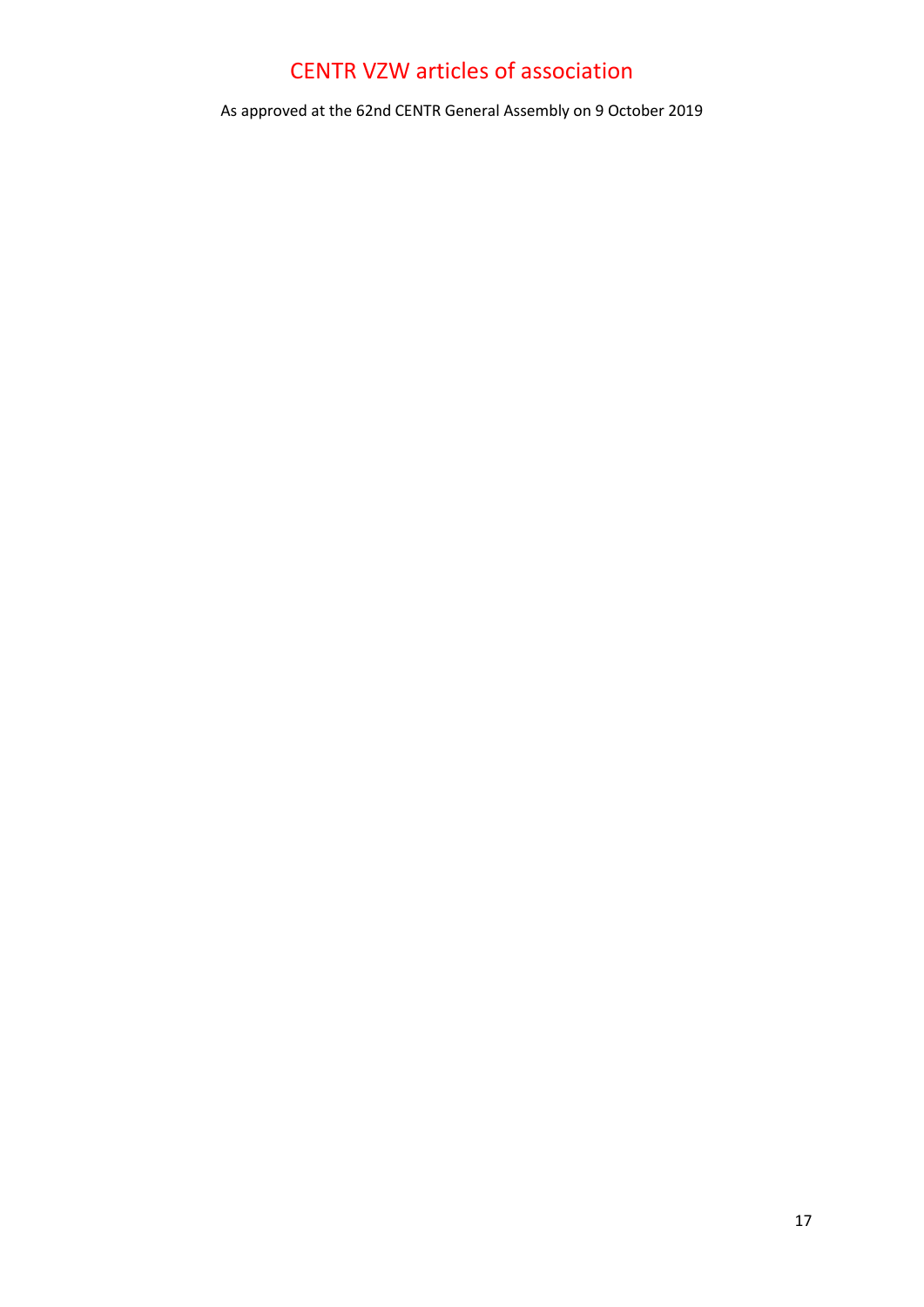# CENTR VZW articles of association

As approved at the 62nd CENTR General Assembly on 9 October 2019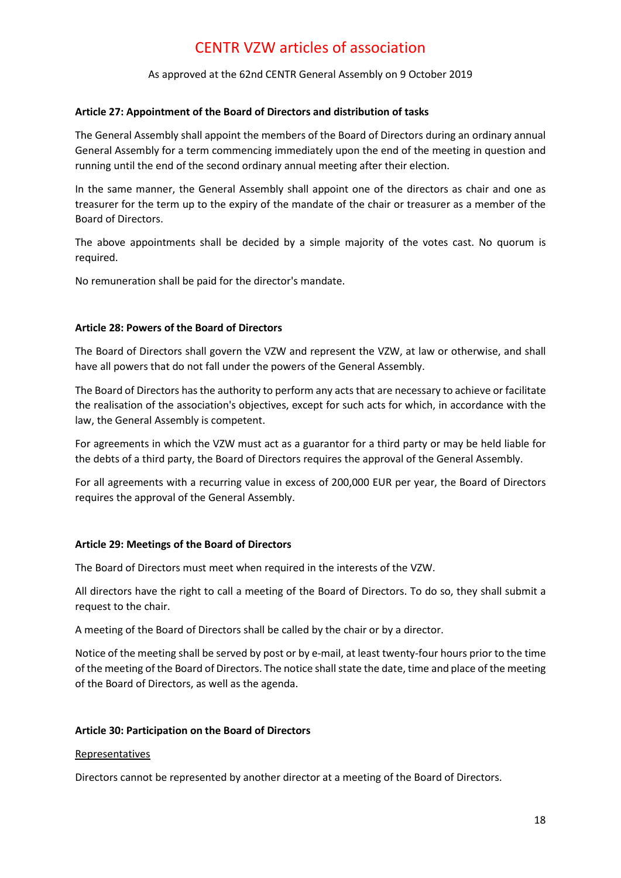**Article 27: Appointment of the Board of Directors and distribution of tasks**

The General Assembly shall appoint the members of the Board of Directors during an ordinary annual General Assembly for a term commencing immediately upon the end of the meeting in question and running until the end of the second ordinary annual meeting after their election.

In the same manner, the General Assembly shall appoint one of the directors as chair and one as treasurer for the term up to the expiry of the mandate of the chair or treasurer as a member of the Board of Directors.

The above appointments shall be decided by a simple majority of the votes cast. No quorum is required.

No remuneration shall be paid for the director's mandate.

**Article 28: Powers of the Board of Directors**

The Board of Directors shall govern the VZW and represent the VZW, at law or otherwise, and shall have all powers that do not fall under the powers of the General Assembly.

The Board of Directors has the authority to perform any acts that are necessary to achieve or facilitate the realisation of the association's objectives, except for such acts for which, in accordance with the law, the General Assembly is competent.

For agreements in which the VZW must act as a guarantor for a third party or may be held liable for the debts of a third party, the Board of Directors requires the approval of the General Assembly.

For all agreements with a recurring value in excess of 200,000 EUR per year, the Board of Directors requires the approval of the General Assembly.

**Article 29: Meetings of the Board of Directors**

The Board of Directors must meet when required in the interests of the VZW.

All directors have the right to call a meeting of the Board of Directors. To do so, they shall submit a request to the chair.

A meeting of the Board of Directors shall be called by the chair or by a director.

Notice of the meeting shall be served by post or by e-mail, at least twenty-four hours prior to the time of the meeting of the Board of Directors. The notice shall state the date, time and place of the meeting of the Board of Directors, as well as the agenda.

**Article 30: Participation on the Board of Directors**

<u>Representatives</u>

Directors cannot be represented by another director at a meeting of the Board of Directors.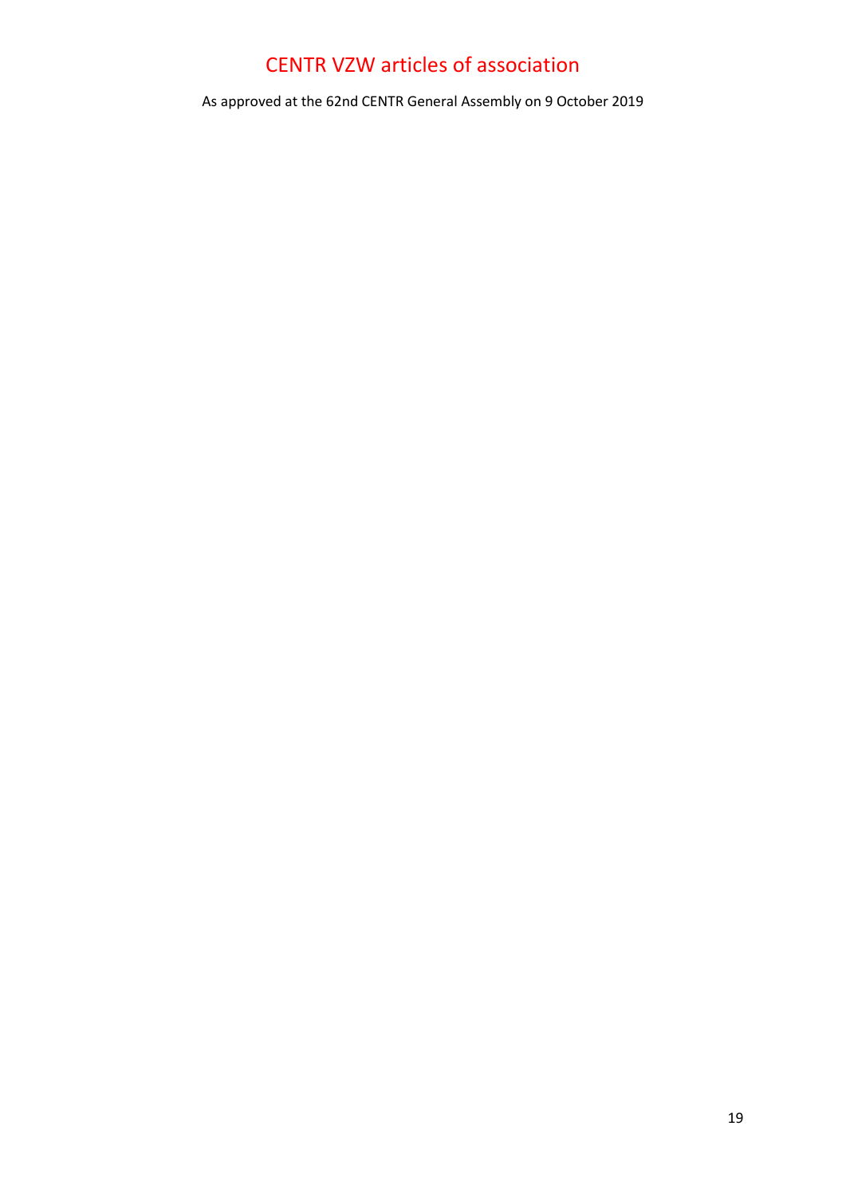# CENTR VZW articles of association

As approved at the 62nd CENTR General Assembly on 9 October 2019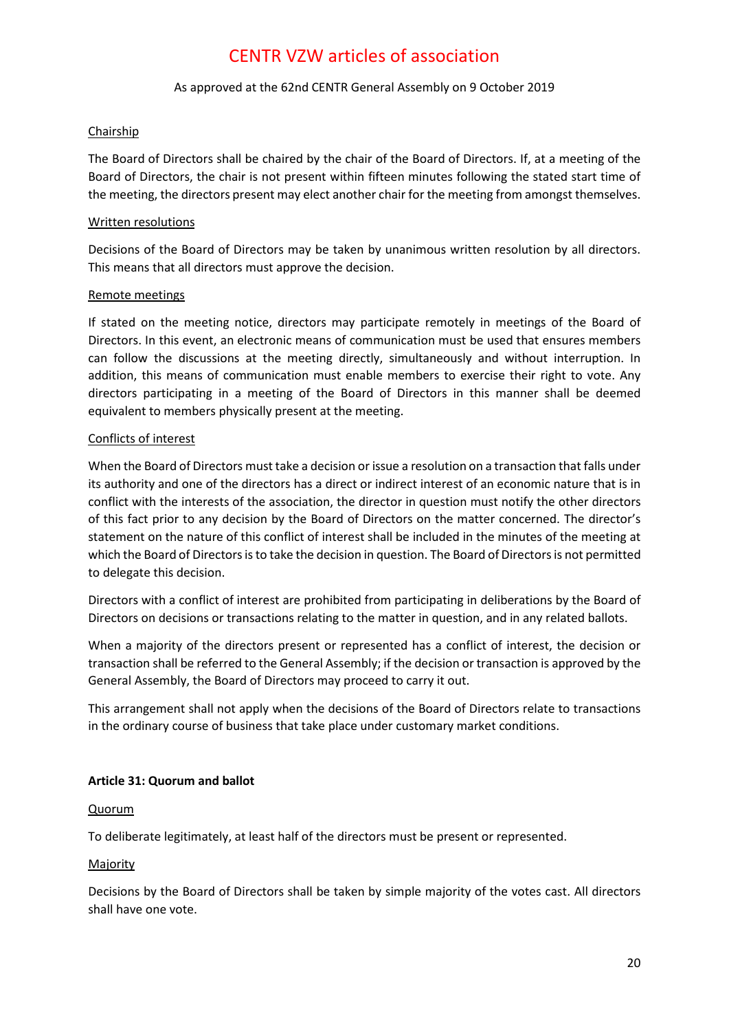Chairship

The Board of Directors shall be chaired by the chair of the Board of Directors. If, at a meeting of the Board of Directors, the chair is not present within fifteen minutes following the stated start time of the meeting, the directors present may elect another chair for the meeting from amongst themselves.

Written resolutions

Decisions of the Board of Directors may be taken by unanimous written resolution by all directors. This means that all directors must approve the decision.

Remote meetings

If stated on the meeting notice, directors may participate remotely in meetings of the Board of Directors. In this event, an electronic means of communication must be used that ensures members can follow the discussions at the meeting directly, simultaneously and without interruption. In addition, this means of communication must enable members to exercise their right to vote. Any directors participating in a meeting of the Board of Directors in this manner shall be deemed equivalent to members physically present at the meeting.

Conflicts of interest

When the Board of Directors must take a decision or issue a resolution on a transaction that falls under its authority and one of the directors has a direct or indirect interest of an economic nature that is in conflict with the interests of the association, the director in question must notify the other directors of this fact prior to any decision by the Board of Directors on the matter concerned. The director's statement on the nature of this conflict of interest shall be included in the minutes of the meeting at which the Board of Directors is to take the decision in question. The Board of Directors is not permitted to delegate this decision.

Directors with a conflict of interest are prohibited from participating in deliberations by the Board of Directors on decisions or transactions relating to the matter in question, and in any related ballots.

When a majority of the directors present or represented has a conflict of interest, the decision or transaction shall be referred to the General Assembly; if the decision or transaction is approved by the General Assembly, the Board of Directors may proceed to carry it out.

This arrangement shall not apply when the decisions of the Board of Directors relate to transactions in the ordinary course of business that take place under customary market conditions.

**Article 31: Quorum and ballot**

Quorum

To deliberate legitimately, at least half of the directors must be present or represented.

Majority

Decisions by the Board of Directors shall be taken by simple majority of the votes cast. All directors shall have one vote.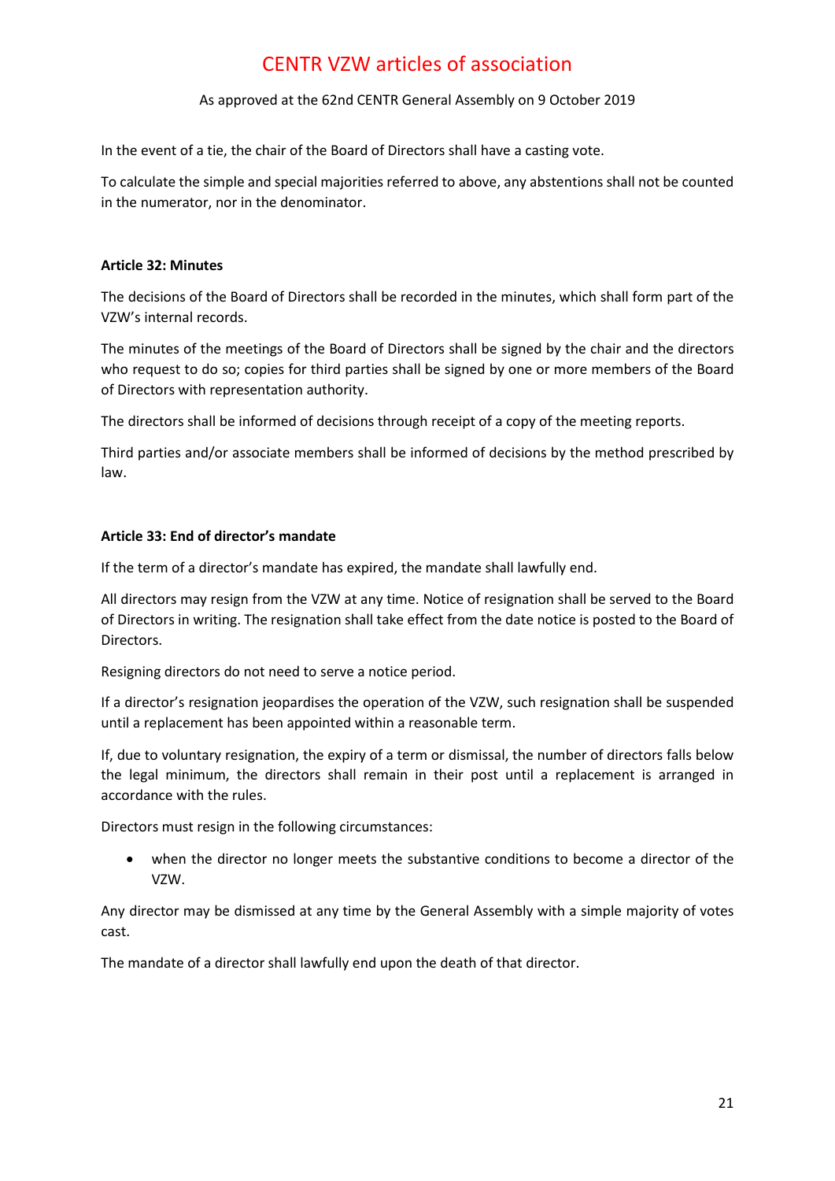In the event of a tie, the chair of the Board of Directors shall have a casting vote.

To calculate the simple and special majorities referred to above, any abstentions shall not be counted in the numerator, nor in the denominator.

**Article 32: Minutes**

The decisions of the Board of Directors shall be recorded in the minutes, which shall form part of the VZW's internal records.

The minutes of the meetings of the Board of Directors shall be signed by the chair and the directors who request to do so; copies for third parties shall be signed by one or more members of the Board of Directors with representation authority.

The directors shall be informed of decisions through receipt of a copy of the meeting reports.

Third parties and/or associate members shall be informed of decisions by the method prescribed by law.

**Article 33: End of director's mandate**

If the term of a director's mandate has expired, the mandate shall lawfully end.

All directors may resign from the VZW at any time. Notice of resignation shall be served to the Board of Directors in writing. The resignation shall take effect from the date notice is posted to the Board of Directors.

Resigning directors do not need to serve a notice period.

If a director's resignation jeopardises the operation of the VZW, such resignation shall be suspended until a replacement has been appointed within a reasonable term.

If, due to voluntary resignation, the expiry of a term or dismissal, the number of directors falls below the legal minimum, the directors shall remain in their post until a replacement is arranged in accordance with the rules.

Directors must resign in the following circumstances:

- when the director no longer meets the substantive conditions to become a director of the VZW.

Any director may be dismissed at any time by the General Assembly with a simple majority of votes cast.

The mandate of a director shall lawfully end upon the death of that director.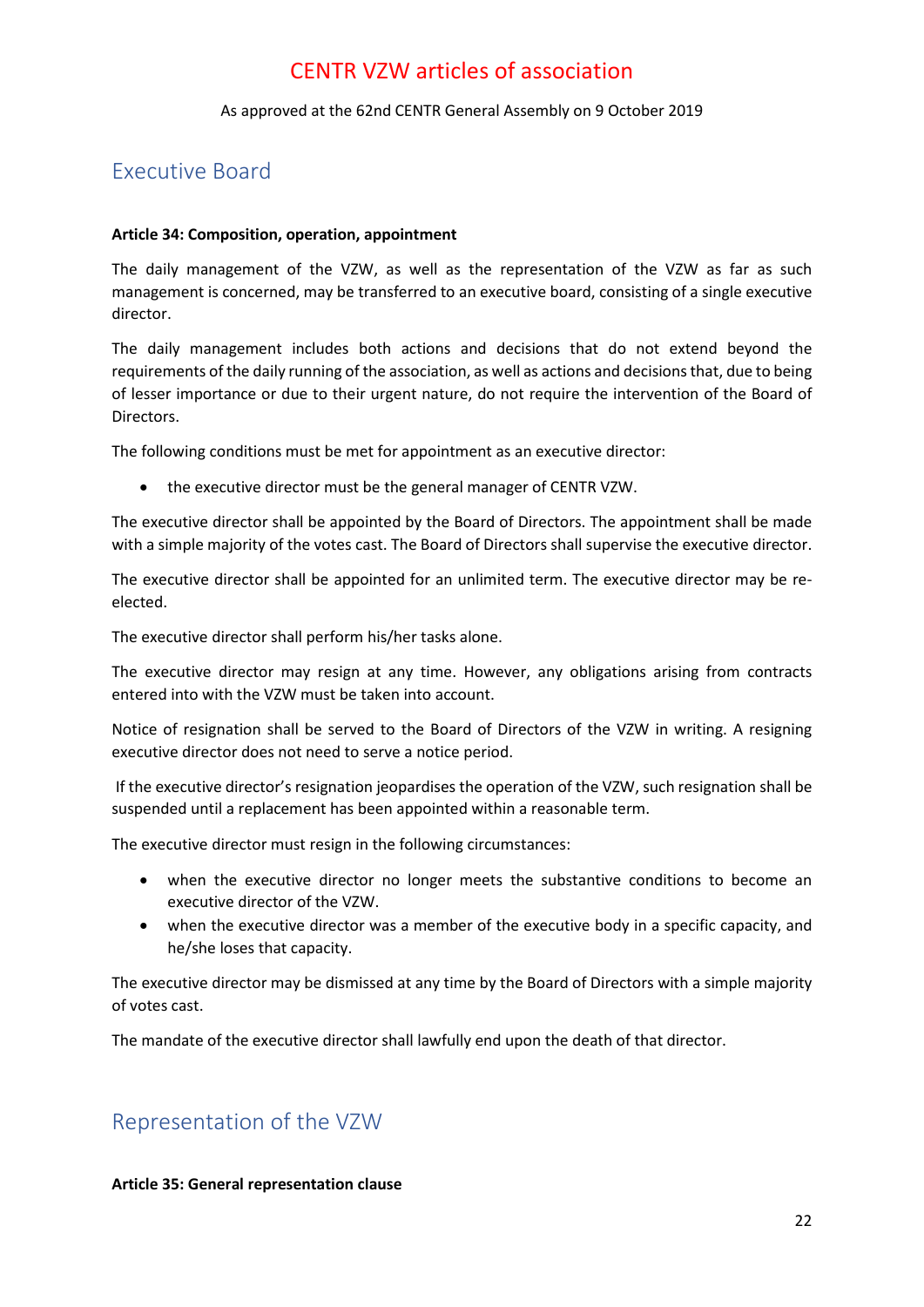# CENTR VZW articles of association

As approved at the 62nd CENTR General Assembly on 9 October 2019

## Executive Board

**Article 34: Composition, operation, appointment**

The daily management of the VZW, as well as the representation of the VZW as far as such management is concerned, may be transferred to an executive board, consisting of a single executive director.

The daily management includes both actions and decisions that do not extend beyond the requirements of the daily running of the association, as well as actions and decisions that, due to being of lesser importance or due to their urgent nature, do not require the intervention of the Board of Directors.

The following conditions must be met for appointment as an executive director:

- the executive director must be the general manager of CENTR VZW.

The executive director shall be appointed by the Board of Directors. The appointment shall be made with a simple majority of the votes cast. The Board of Directors shall supervise the executive director.

The executive director shall be appointed for an unlimited term. The executive director may be re-elected.

The executive director shall perform his/her tasks alone.

The executive director may resign at any time. However, any obligations arising from contracts entered into with the VZW must be taken into account.

Notice of resignation shall be served to the Board of Directors of the VZW in writing. A resigning executive director does not need to serve a notice period.

If the executive director's resignation jeopardises the operation of the VZW, such resignation shall be suspended until a replacement has been appointed within a reasonable term.

The executive director must resign in the following circumstances:

- when the executive director no longer meets the substantive conditions to become an executive director of the VZW.
- when the executive director was a member of the executive body in a specific capacity, and he/she loses that capacity.

The executive director may be dismissed at any time by the Board of Directors with a simple majority of votes cast.

The mandate of the executive director shall lawfully end upon the death of that director.

## Representation of the VZW

**Article 35: General representation clause**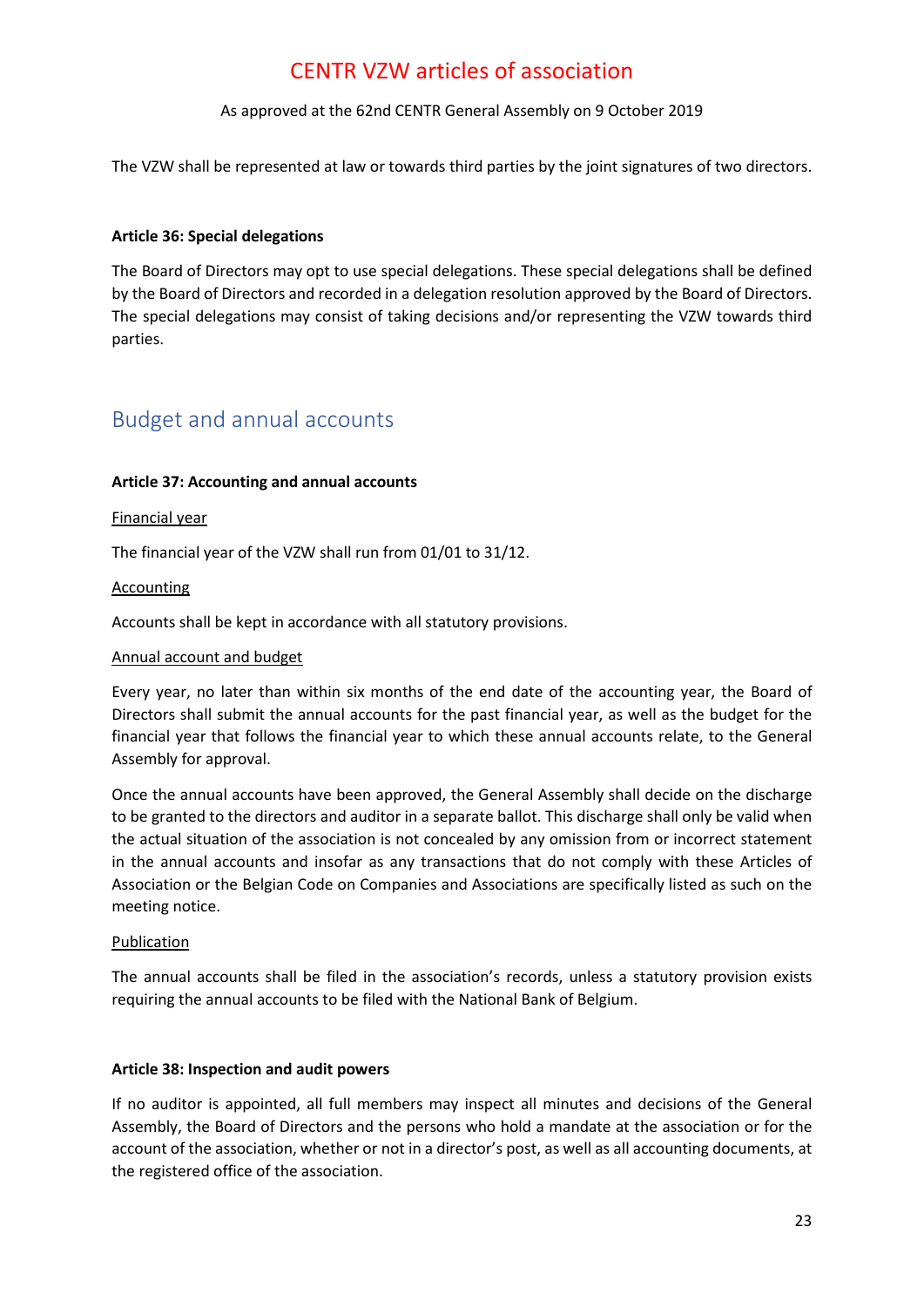The VZW shall be represented at law or towards third parties by the joint signatures of two directors.

**Article 36: Special delegations**

The Board of Directors may opt to use special delegations. These special delegations shall be defined by the Board of Directors and recorded in a delegation resolution approved by the Board of Directors. The special delegations may consist of taking decisions and/or representing the VZW towards third parties.

## Budget and annual accounts

**Article 37: Accounting and annual accounts**

<u>Financial year</u>

The financial year of the VZW shall run from 01/01 to 31/12.

<u>Accounting</u>

Accounts shall be kept in accordance with all statutory provisions.

<u>Annual account and budget</u>

Every year, no later than within six months of the end date of the accounting year, the Board of Directors shall submit the annual accounts for the past financial year, as well as the budget for the financial year that follows the financial year to which these annual accounts relate, to the General Assembly for approval.

Once the annual accounts have been approved, the General Assembly shall decide on the discharge to be granted to the directors and auditor in a separate ballot. This discharge shall only be valid when the actual situation of the association is not concealed by any omission from or incorrect statement in the annual accounts and insofar as any transactions that do not comply with these Articles of Association or the Belgian Code on Companies and Associations are specifically listed as such on the meeting notice.

<u>Publication</u>

The annual accounts shall be filed in the association's records, unless a statutory provision exists requiring the annual accounts to be filed with the National Bank of Belgium.

**Article 38: Inspection and audit powers**

If no auditor is appointed, all full members may inspect all minutes and decisions of the General Assembly, the Board of Directors and the persons who hold a mandate at the association or for the account of the association, whether or not in a director's post, as well as all accounting documents, at the registered office of the association.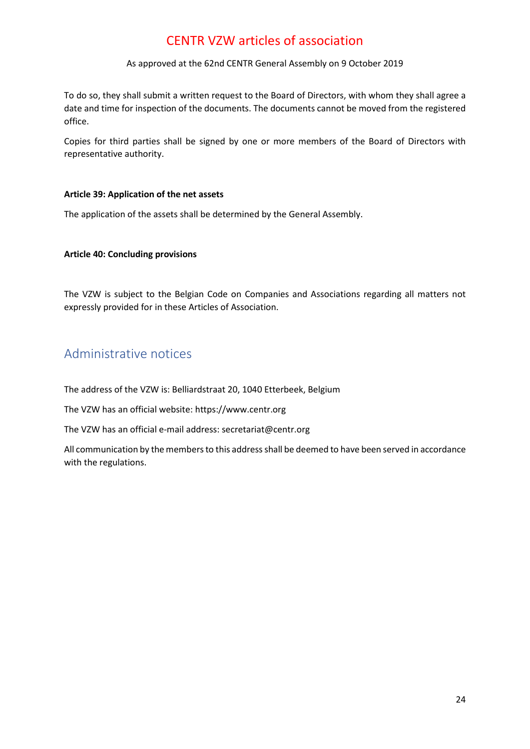To do so, they shall submit a written request to the Board of Directors, with whom they shall agree a date and time for inspection of the documents. The documents cannot be moved from the registered office.

Copies for third parties shall be signed by one or more members of the Board of Directors with representative authority.

**Article 39: Application of the net assets**

The application of the assets shall be determined by the General Assembly.

**Article 40: Concluding provisions**

The VZW is subject to the Belgian Code on Companies and Associations regarding all matters not expressly provided for in these Articles of Association.

## Administrative notices

The address of the VZW is: Belliardstraat 20, 1040 Etterbeek, Belgium

The VZW has an official website: https://www.centr.org

The VZW has an official e-mail address: secretariat@centr.org

All communication by the members to this address shall be deemed to have been served in accordance with the regulations.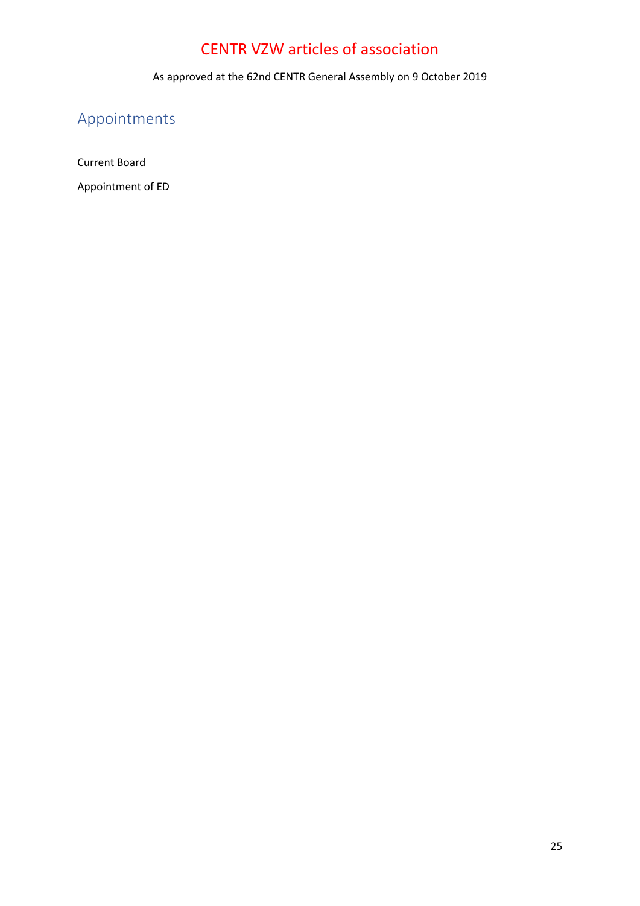# CENTR VZW articles of association

As approved at the 62nd CENTR General Assembly on 9 October 2019

## Appointments

Current Board

Appointment of ED